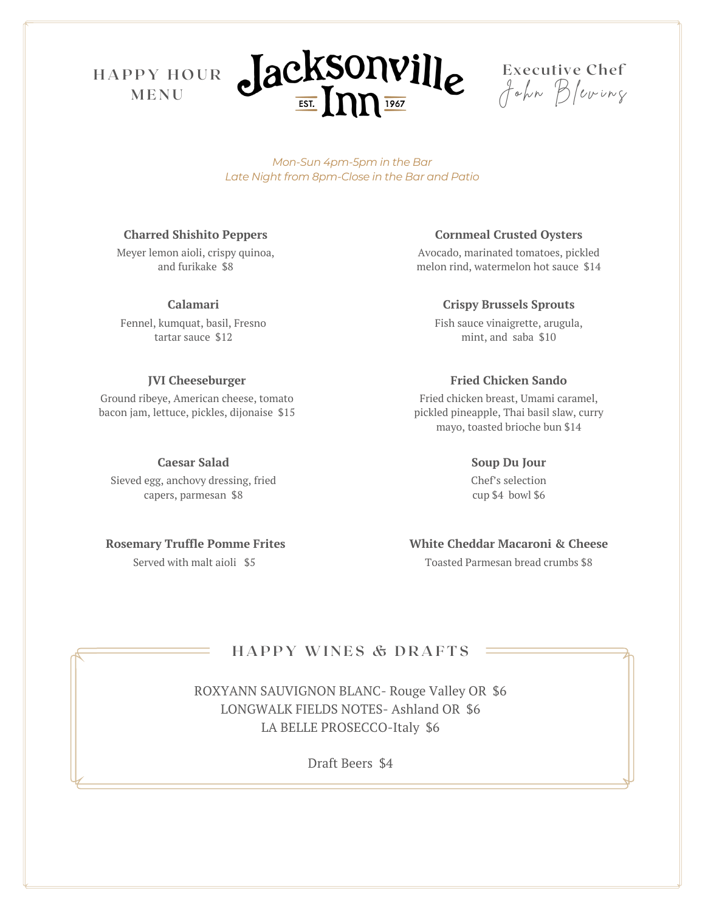# Jacksonville Inn

EST. 1967

## HAPPY HOUR MENU

Executive Chef *John Blevins*

*Mon-Sun 4pm-5pm in the Bar*
*Late Night from 8pm-Close in the Bar and Patio*

**Charred Shishito Peppers**
Meyer lemon aioli, crispy quinoa, and furikake $8

**Calamari**
Fennel, kumquat, basil, Fresno tartar sauce $12

**JVI Cheeseburger**
Ground ribeye, American cheese, tomato bacon jam, lettuce, pickles, dijonaise $15

**Caesar Salad**
Sieved egg, anchovy dressing, fried capers, parmesan $8

**Rosemary Truffle Pomme Frites**
Served with malt aioli $5

**Cornmeal Crusted Oysters**
Avocado, marinated tomatoes, pickled melon rind, watermelon hot sauce $14

**Crispy Brussels Sprouts**
Fish sauce vinaigrette, arugula, mint, and saba $10

**Fried Chicken Sando**
Fried chicken breast, Umami caramel, pickled pineapple, Thai basil slaw, curry mayo, toasted brioche bun $14

**Soup Du Jour**
Chef's selection
cup $4 bowl $6

**White Cheddar Macaroni & Cheese**
Toasted Parmesan bread crumbs $8

## HAPPY WINES & DRAFTS

ROXYANN SAUVIGNON BLANC- Rouge Valley OR $6
LONGWALK FIELDS NOTES- Ashland OR $6
LA BELLE PROSECCO-Italy $6

Draft Beers $4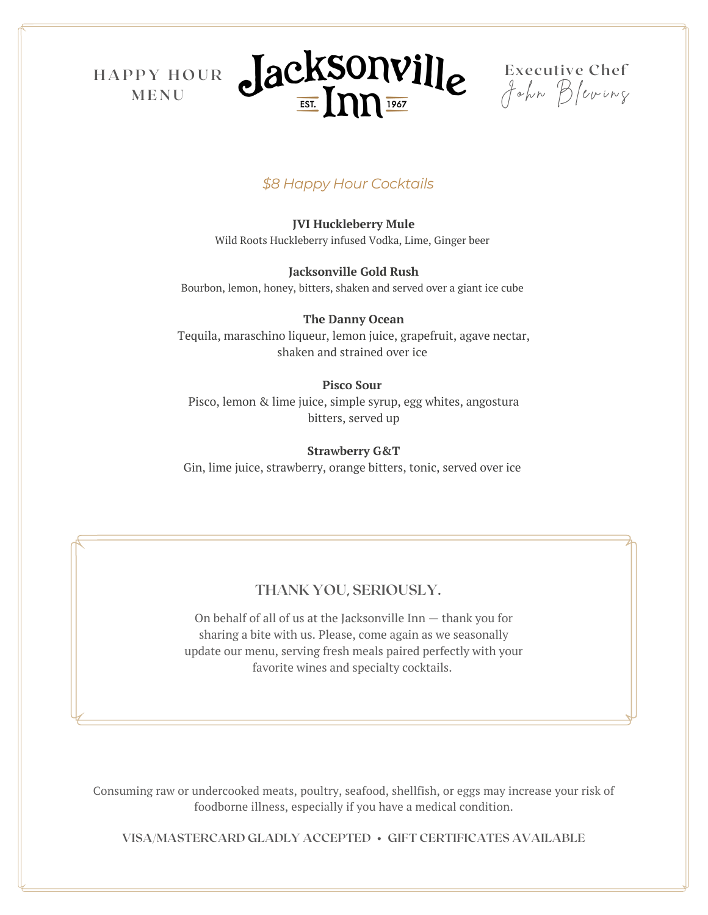HAPPY HOUR MENU

# Jacksonville Inn

EST. 1967

Executive Chef
John Blevins

## *$8 Happy Hour Cocktails*

**JVI Huckleberry Mule**
Wild Roots Huckleberry infused Vodka, Lime, Ginger beer

**Jacksonville Gold Rush**
Bourbon, lemon, honey, bitters, shaken and served over a giant ice cube

**The Danny Ocean**
Tequila, maraschino liqueur, lemon juice, grapefruit, agave nectar, shaken and strained over ice

**Pisco Sour**
Pisco, lemon & lime juice, simple syrup, egg whites, angostura bitters, served up

**Strawberry G&T**
Gin, lime juice, strawberry, orange bitters, tonic, served over ice

## THANK YOU, SERIOUSLY.

On behalf of all of us at the Jacksonville Inn — thank you for sharing a bite with us. Please, come again as we seasonally update our menu, serving fresh meals paired perfectly with your favorite wines and specialty cocktails.

Consuming raw or undercooked meats, poultry, seafood, shellfish, or eggs may increase your risk of foodborne illness, especially if you have a medical condition.

VISA/MASTERCARD GLADLY ACCEPTED • GIFT CERTIFICATES AVAILABLE